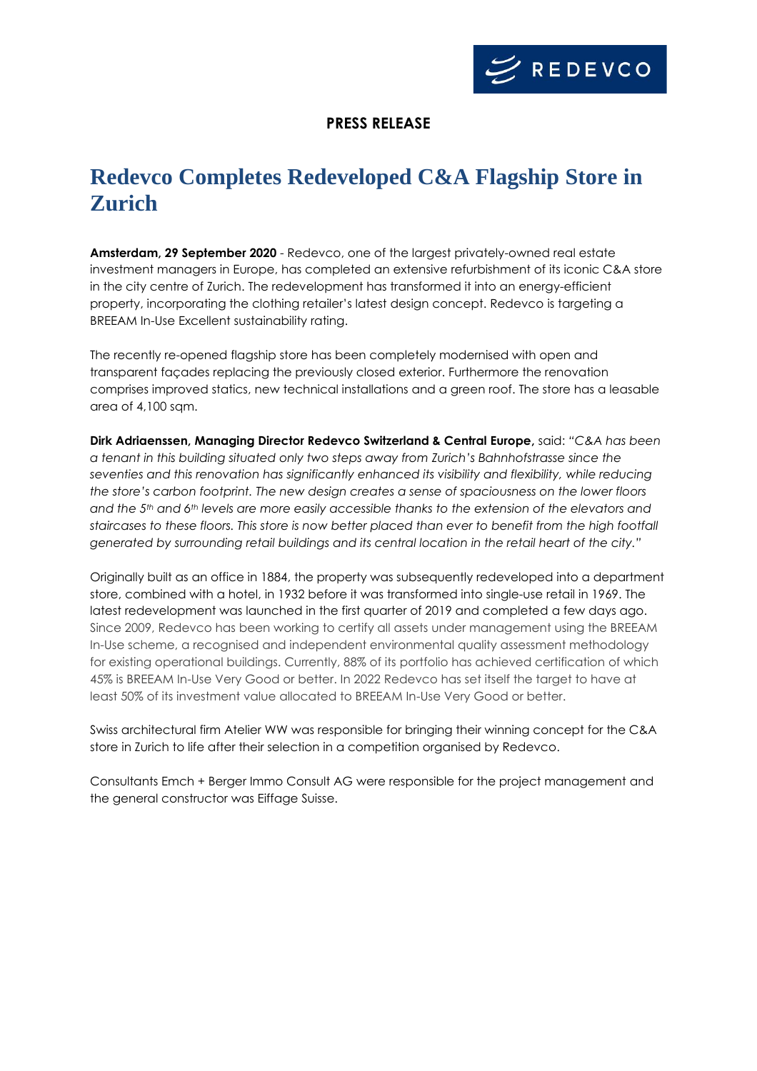**PRESS RELEASE**

# Redevco Completes Redeveloped C&A Flagship Store in Zurich

**Amsterdam, 29 September 2020** - Redevco, one of the largest privately-owned real estate investment managers in Europe, has completed an extensive refurbishment of its iconic C&A store in the city centre of Zurich. The redevelopment has transformed it into an energy-efficient property, incorporating the clothing retailer's latest design concept. Redevco is targeting a BREEAM In-Use Excellent sustainability rating.

The recently re-opened flagship store has been completely modernised with open and transparent façades replacing the previously closed exterior. Furthermore the renovation comprises improved statics, new technical installations and a green roof. The store has a leasable area of 4,100 sqm.

**Dirk Adriaenssen, Managing Director Redevco Switzerland & Central Europe,** said: *"C&A has been a tenant in this building situated only two steps away from Zurich's Bahnhofstrasse since the seventies and this renovation has significantly enhanced its visibility and flexibility, while reducing the store's carbon footprint. The new design creates a sense of spaciousness on the lower floors and the 5th and 6th levels are more easily accessible thanks to the extension of the elevators and staircases to these floors. This store is now better placed than ever to benefit from the high footfall generated by surrounding retail buildings and its central location in the retail heart of the city."*

Originally built as an office in 1884, the property was subsequently redeveloped into a department store, combined with a hotel, in 1932 before it was transformed into single-use retail in 1969. The latest redevelopment was launched in the first quarter of 2019 and completed a few days ago. Since 2009, Redevco has been working to certify all assets under management using the BREEAM In-Use scheme, a recognised and independent environmental quality assessment methodology for existing operational buildings. Currently, 88% of its portfolio has achieved certification of which 45% is BREEAM In-Use Very Good or better. In 2022 Redevco has set itself the target to have at least 50% of its investment value allocated to BREEAM In-Use Very Good or better.

Swiss architectural firm Atelier WW was responsible for bringing their winning concept for the C&A store in Zurich to life after their selection in a competition organised by Redevco.

Consultants Emch + Berger Immo Consult AG were responsible for the project management and the general constructor was Eiffage Suisse.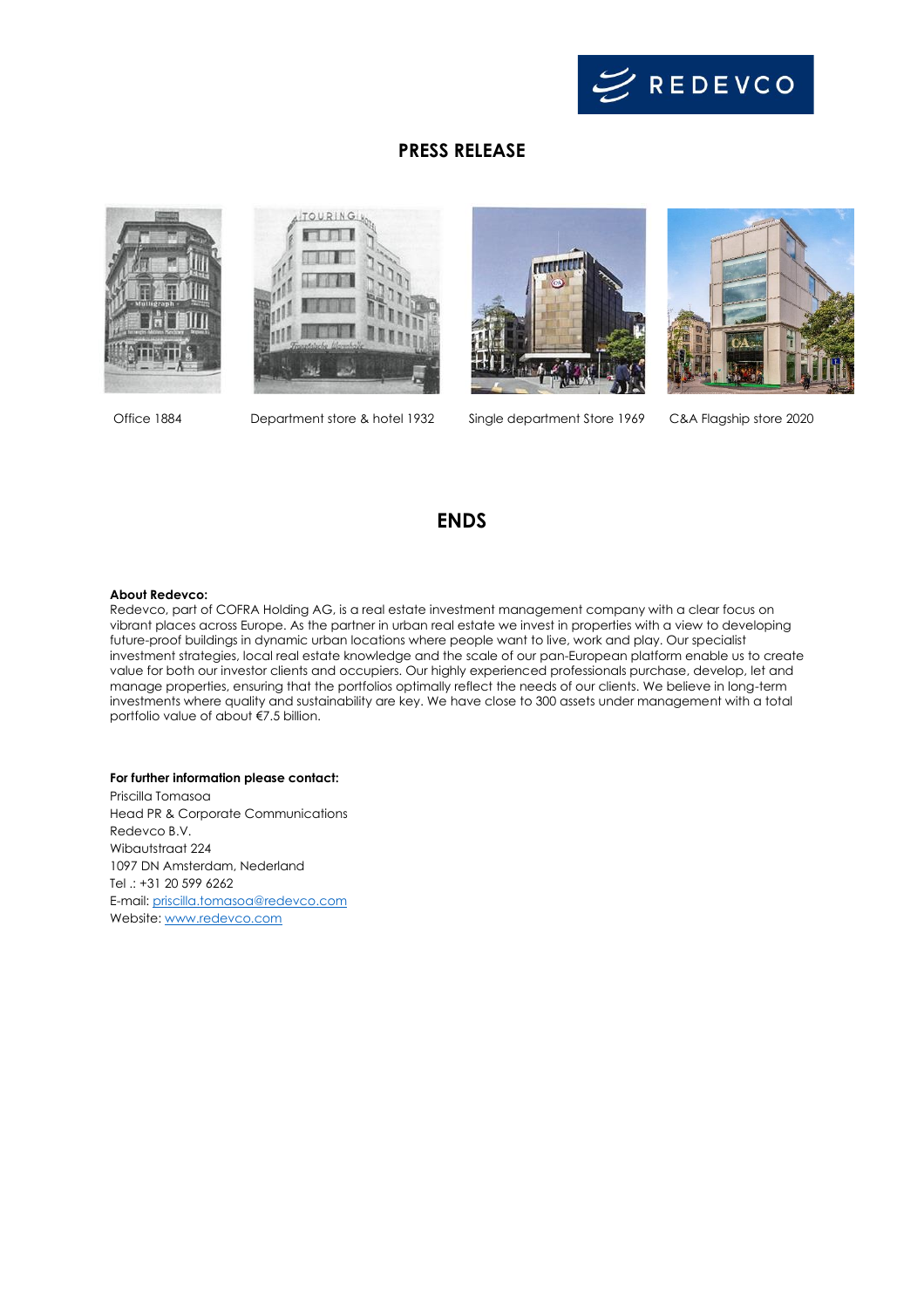**PRESS RELEASE**

Office 1884    Department store & hotel 1932    Single department Store 1969    C&A Flagship store 2020

## ENDS

**About Redevco:**
Redevco, part of COFRA Holding AG, is a real estate investment management company with a clear focus on vibrant places across Europe. As the partner in urban real estate we invest in properties with a view to developing future-proof buildings in dynamic urban locations where people want to live, work and play. Our specialist investment strategies, local real estate knowledge and the scale of our pan-European platform enable us to create value for both our investor clients and occupiers. Our highly experienced professionals purchase, develop, let and manage properties, ensuring that the portfolios optimally reflect the needs of our clients. We believe in long-term investments where quality and sustainability are key. We have close to 300 assets under management with a total portfolio value of about €7.5 billion.

**For further information please contact:**
Priscilla Tomasoa
Head PR & Corporate Communications
Redevco B.V.
Wibautstraat 224
1097 DN Amsterdam, Nederland
Tel .: +31 20 599 6262
E-mail: priscilla.tomasoa@redevco.com
Website: www.redevco.com